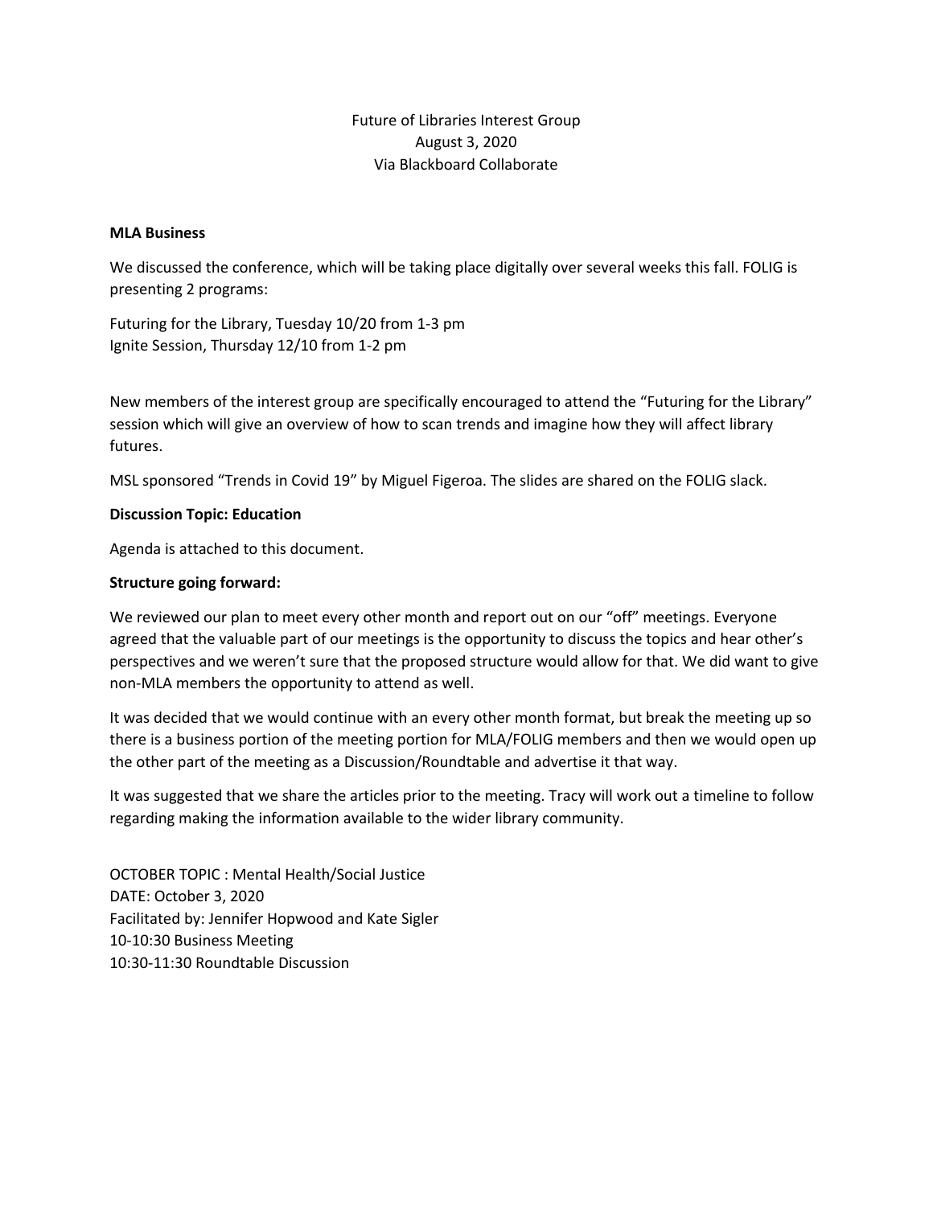Future of Libraries Interest Group
August 3, 2020
Via Blackboard Collaborate

**MLA Business**

We discussed the conference, which will be taking place digitally over several weeks this fall. FOLIG is presenting 2 programs:

Futuring for the Library, Tuesday 10/20 from 1-3 pm
Ignite Session, Thursday 12/10 from 1-2 pm

New members of the interest group are specifically encouraged to attend the "Futuring for the Library" session which will give an overview of how to scan trends and imagine how they will affect library futures.

MSL sponsored "Trends in Covid 19" by Miguel Figeroa. The slides are shared on the FOLIG slack.

**Discussion Topic: Education**

Agenda is attached to this document.

**Structure going forward:**

We reviewed our plan to meet every other month and report out on our "off" meetings. Everyone agreed that the valuable part of our meetings is the opportunity to discuss the topics and hear other's perspectives and we weren't sure that the proposed structure would allow for that. We did want to give non-MLA members the opportunity to attend as well.

It was decided that we would continue with an every other month format, but break the meeting up so there is a business portion of the meeting portion for MLA/FOLIG members and then we would open up the other part of the meeting as a Discussion/Roundtable and advertise it that way.

It was suggested that we share the articles prior to the meeting. Tracy will work out a timeline to follow regarding making the information available to the wider library community.

OCTOBER TOPIC : Mental Health/Social Justice
DATE: October 3, 2020
Facilitated by: Jennifer Hopwood and Kate Sigler
10-10:30 Business Meeting
10:30-11:30 Roundtable Discussion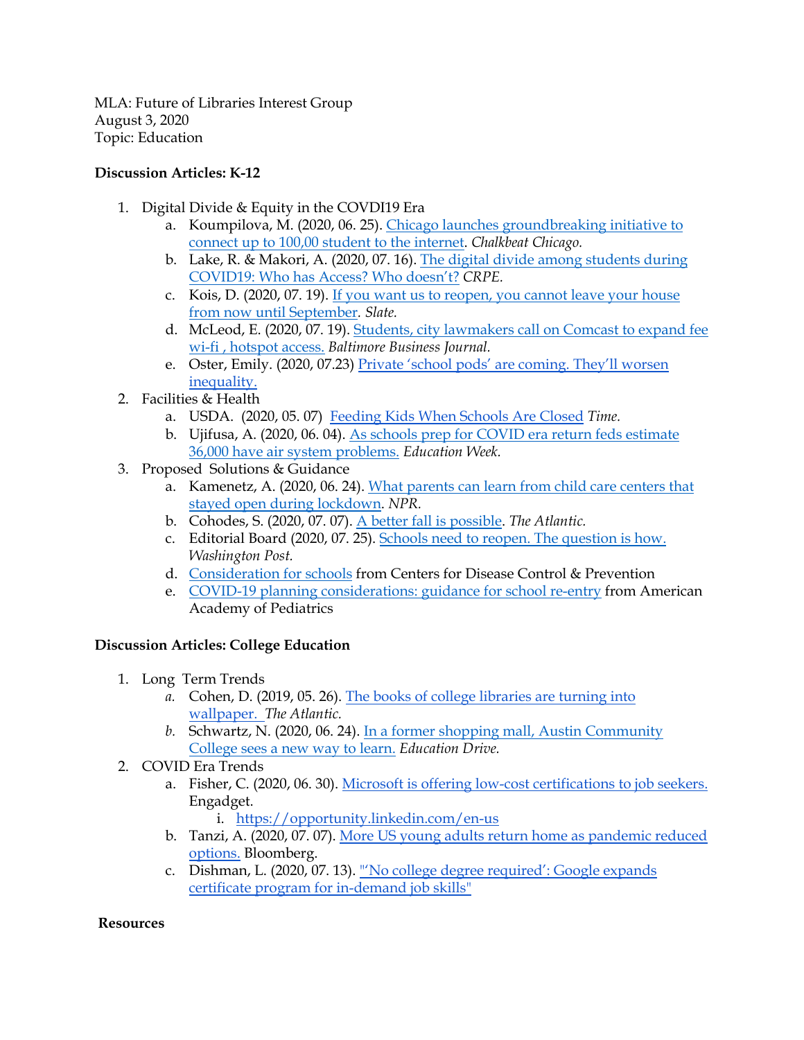MLA: Future of Libraries Interest Group
August 3, 2020
Topic: Education

**Discussion Articles: K-12**

1. Digital Divide & Equity in the COVDI19 Era
    a. Koumpilova, M. (2020, 06. 25). Chicago launches groundbreaking initiative to connect up to 100,00 student to the internet. *Chalkbeat Chicago.*
    b. Lake, R. & Makori, A. (2020, 07. 16). The digital divide among students during COVID19: Who has Access? Who doesn't? *CRPE.*
    c. Kois, D. (2020, 07. 19). If you want us to reopen, you cannot leave your house from now until September. *Slate.*
    d. McLeod, E. (2020, 07. 19). Students, city lawmakers call on Comcast to expand fee wi-fi , hotspot access. *Baltimore Business Journal.*
    e. Oster, Emily. (2020, 07.23) Private 'school pods' are coming. They'll worsen inequality.
2. Facilities & Health
    a. USDA. (2020, 05. 07) Feeding Kids When Schools Are Closed *Time.*
    b. Ujifusa, A. (2020, 06. 04). As schools prep for COVID era return feds estimate 36,000 have air system problems. *Education Week.*
3. Proposed Solutions & Guidance
    a. Kamenetz, A. (2020, 06. 24). What parents can learn from child care centers that stayed open during lockdown. *NPR.*
    b. Cohodes, S. (2020, 07. 07). A better fall is possible. *The Atlantic.*
    c. Editorial Board (2020, 07. 25). Schools need to reopen. The question is how. *Washington Post.*
    d. Consideration for schools from Centers for Disease Control & Prevention
    e. COVID-19 planning considerations: guidance for school re-entry from American Academy of Pediatrics

**Discussion Articles: College Education**

1. Long Term Trends
    a. Cohen, D. (2019, 05. 26). The books of college libraries are turning into wallpaper. *The Atlantic.*
    b. Schwartz, N. (2020, 06. 24). In a former shopping mall, Austin Community College sees a new way to learn. *Education Drive.*
2. COVID Era Trends
    a. Fisher, C. (2020, 06. 30). Microsoft is offering low-cost certifications to job seekers. Engadget.
        i. https://opportunity.linkedin.com/en-us
    b. Tanzi, A. (2020, 07. 07). More US young adults return home as pandemic reduced options. Bloomberg.
    c. Dishman, L. (2020, 07. 13). "'No college degree required': Google expands certificate program for in-demand job skills"

**Resources**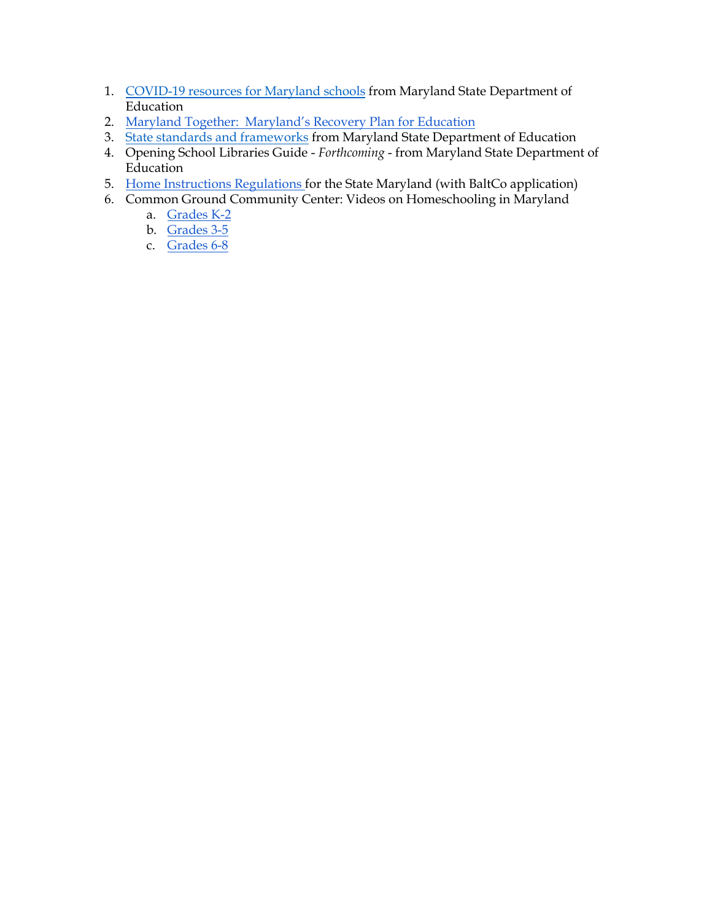1. COVID-19 resources for Maryland schools from Maryland State Department of Education
2. Maryland Together:  Maryland's Recovery Plan for Education
3. State standards and frameworks from Maryland State Department of Education
4. Opening School Libraries Guide - *Forthcoming* - from Maryland State Department of Education
5. Home Instructions Regulations for the State Maryland (with BaltCo application)
6. Common Ground Community Center: Videos on Homeschooling in Maryland
    a. Grades K-2
    b. Grades 3-5
    c. Grades 6-8